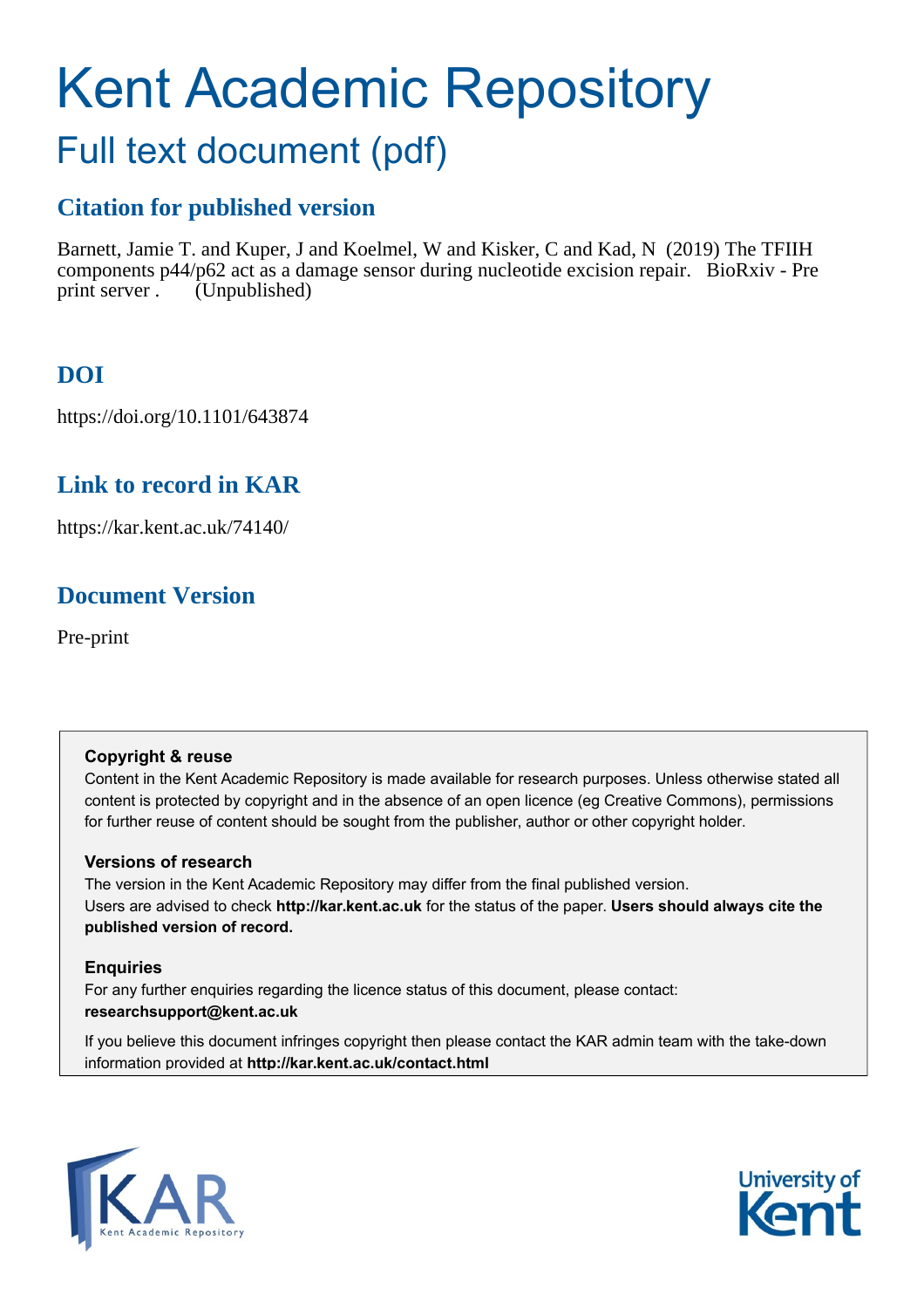# Kent Academic Repository

## Full text document (pdf)

### Citation for published version

Barnett, Jamie T. and Kuper, J and Koelmel, W and Kisker, C and Kad, N (2019) The TFIIH components p44/p62 act as a damage sensor during nucleotide excision repair. BioRxiv - Pre print server . (Unpublished)

### DOI

https://doi.org/10.1101/643874

### Link to record in KAR

https://kar.kent.ac.uk/74140/

### Document Version

Pre-print

**Copyright & reuse**

Content in the Kent Academic Repository is made available for research purposes. Unless otherwise stated all content is protected by copyright and in the absence of an open licence (eg Creative Commons), permissions for further reuse of content should be sought from the publisher, author or other copyright holder.

**Versions of research**

The version in the Kent Academic Repository may differ from the final published version.
Users are advised to check **http://kar.kent.ac.uk** for the status of the paper. **Users should always cite the published version of record.**

**Enquiries**

For any further enquiries regarding the licence status of this document, please contact:
**researchsupport@kent.ac.uk**

If you believe this document infringes copyright then please contact the KAR admin team with the take-down information provided at **http://kar.kent.ac.uk/contact.html**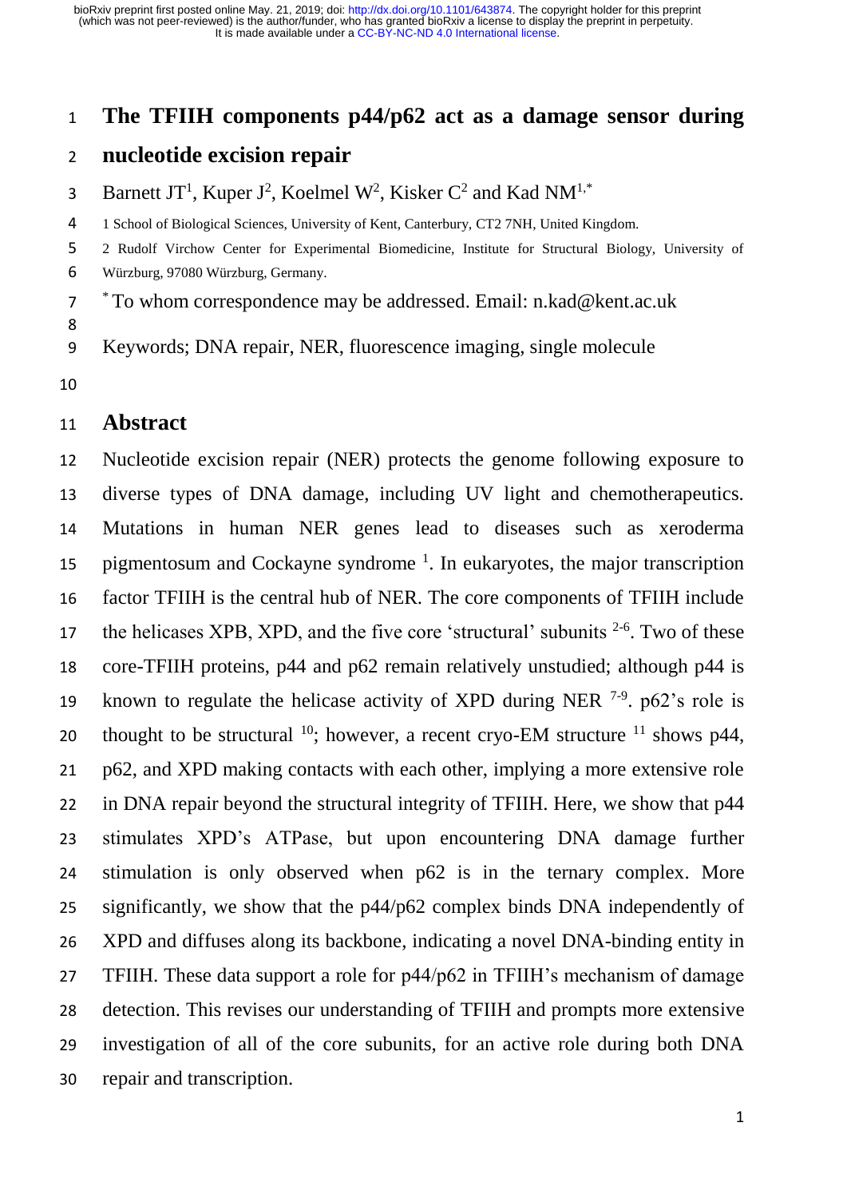# The TFIIH components p44/p62 act as a damage sensor during nucleotide excision repair

Barnett JT[1], Kuper J[2], Koelmel W[2], Kisker C[2] and Kad NM[1,*]

1 School of Biological Sciences, University of Kent, Canterbury, CT2 7NH, United Kingdom.

2 Rudolf Virchow Center for Experimental Biomedicine, Institute for Structural Biology, University of Würzburg, 97080 Würzburg, Germany.

[*] To whom correspondence may be addressed. Email: n.kad@kent.ac.uk

Keywords; DNA repair, NER, fluorescence imaging, single molecule

## Abstract

Nucleotide excision repair (NER) protects the genome following exposure to diverse types of DNA damage, including UV light and chemotherapeutics. Mutations in human NER genes lead to diseases such as xeroderma pigmentosum and Cockayne syndrome [1]. In eukaryotes, the major transcription factor TFIIH is the central hub of NER. The core components of TFIIH include the helicases XPB, XPD, and the five core 'structural' subunits [2-6]. Two of these core-TFIIH proteins, p44 and p62 remain relatively unstudied; although p44 is known to regulate the helicase activity of XPD during NER [7-9]. p62's role is thought to be structural [10]; however, a recent cryo-EM structure [11] shows p44, p62, and XPD making contacts with each other, implying a more extensive role in DNA repair beyond the structural integrity of TFIIH. Here, we show that p44 stimulates XPD's ATPase, but upon encountering DNA damage further stimulation is only observed when p62 is in the ternary complex. More significantly, we show that the p44/p62 complex binds DNA independently of XPD and diffuses along its backbone, indicating a novel DNA-binding entity in TFIIH. These data support a role for p44/p62 in TFIIH's mechanism of damage detection. This revises our understanding of TFIIH and prompts more extensive investigation of all of the core subunits, for an active role during both DNA repair and transcription.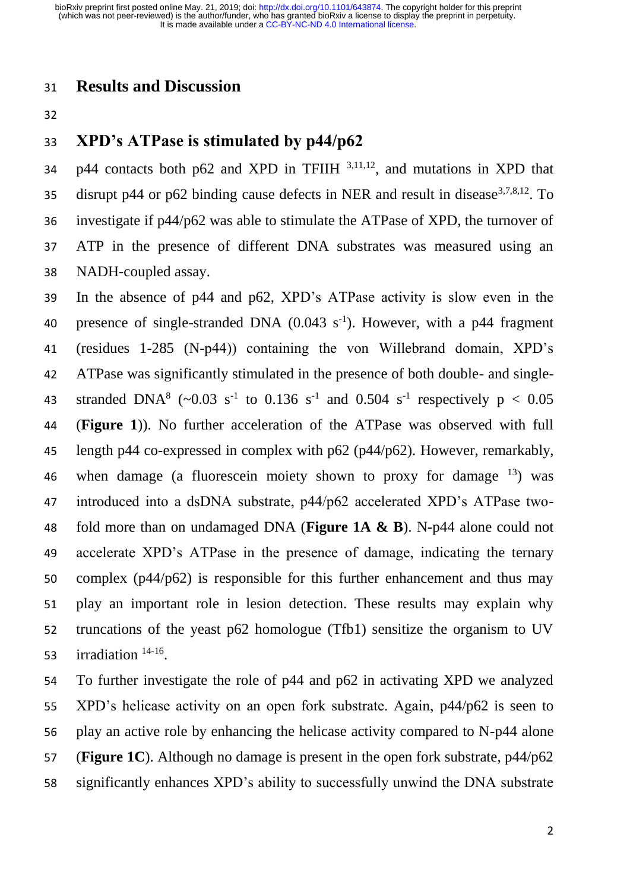## Results and Discussion

### XPD's ATPase is stimulated by p44/p62

p44 contacts both p62 and XPD in TFIIH [3,11,12], and mutations in XPD that disrupt p44 or p62 binding cause defects in NER and result in disease[3,7,8,12]. To investigate if p44/p62 was able to stimulate the ATPase of XPD, the turnover of ATP in the presence of different DNA substrates was measured using an NADH-coupled assay.

In the absence of p44 and p62, XPD's ATPase activity is slow even in the presence of single-stranded DNA (0.043 $s^{-1}$). However, with a p44 fragment (residues 1-285 (N-p44)) containing the von Willebrand domain, XPD's ATPase was significantly stimulated in the presence of both double- and single-stranded DNA[8] (~0.03 $s^{-1}$ to 0.136 $s^{-1}$ and 0.504 $s^{-1}$ respectively $p < 0.05$ (**Figure 1**)). No further acceleration of the ATPase was observed with full length p44 co-expressed in complex with p62 (p44/p62). However, remarkably, when damage (a fluorescein moiety shown to proxy for damage [13]) was introduced into a dsDNA substrate, p44/p62 accelerated XPD's ATPase two-fold more than on undamaged DNA (**Figure 1A & B**). N-p44 alone could not accelerate XPD's ATPase in the presence of damage, indicating the ternary complex (p44/p62) is responsible for this further enhancement and thus may play an important role in lesion detection. These results may explain why truncations of the yeast p62 homologue (Tfb1) sensitize the organism to UV irradiation [14-16].

To further investigate the role of p44 and p62 in activating XPD we analyzed XPD's helicase activity on an open fork substrate. Again, p44/p62 is seen to play an active role by enhancing the helicase activity compared to N-p44 alone (**Figure 1C**). Although no damage is present in the open fork substrate, p44/p62 significantly enhances XPD's ability to successfully unwind the DNA substrate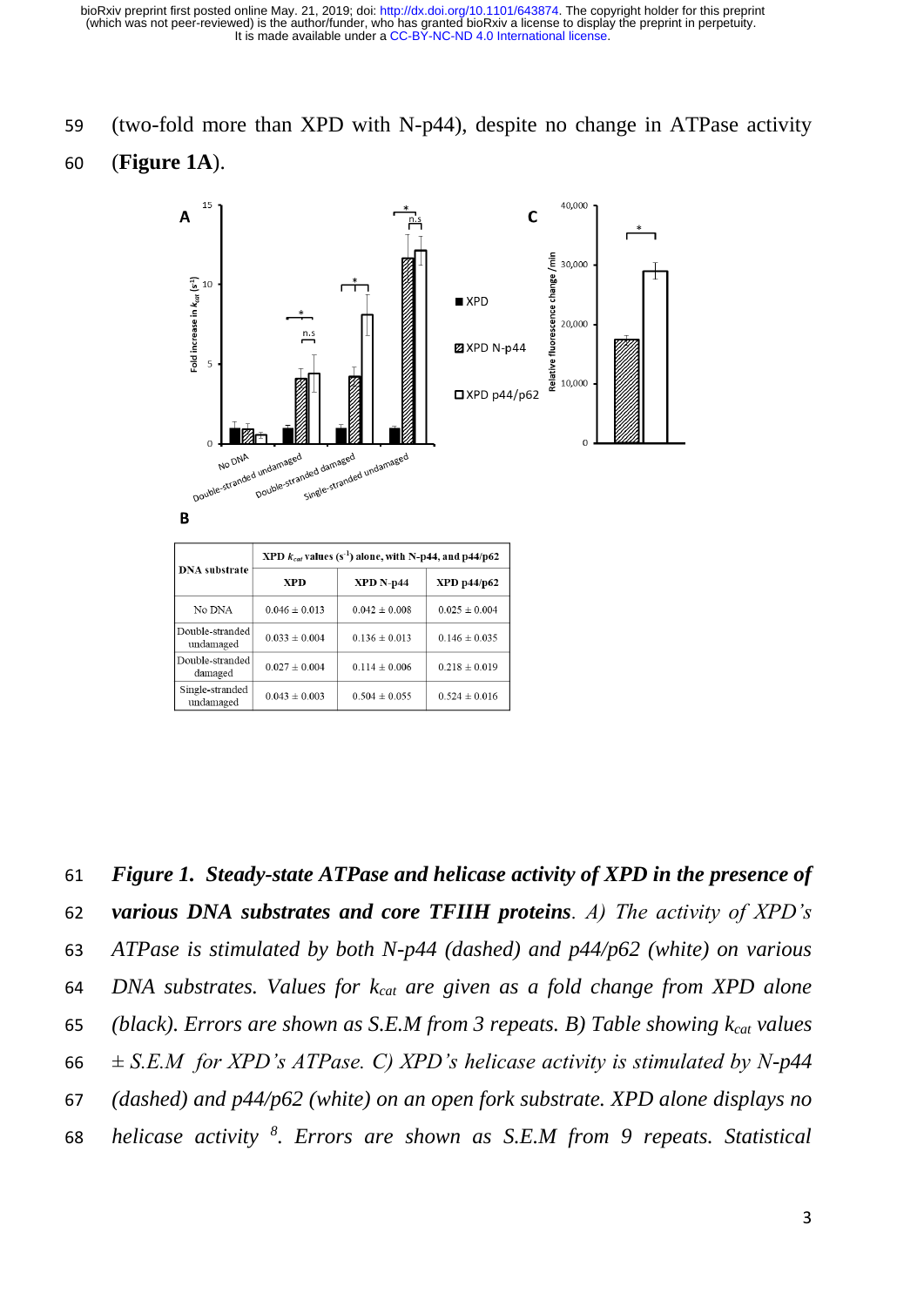(two-fold more than XPD with N-p44), despite no change in ATPase activity (**Figure 1A**).

**B**

| DNA substrate | XPD $k_{cat}$ values ($s^{-1}$) alone, with N-p44, and p44/p62 | | |
|---|---|---|---|
| | XPD | XPD N-p44 | XPD p44/p62 |
| No DNA | 0.046 ± 0.013 | 0.042 ± 0.008 | 0.025 ± 0.004 |
| Double-stranded undamaged | 0.033 ± 0.004 | 0.136 ± 0.013 | 0.146 ± 0.035 |
| Double-stranded damaged | 0.027 ± 0.004 | 0.114 ± 0.006 | 0.218 ± 0.019 |
| Single-stranded undamaged | 0.043 ± 0.003 | 0.504 ± 0.055 | 0.524 ± 0.016 |

***Figure 1. Steady-state ATPase and helicase activity of XPD in the presence of various DNA substrates and core TFIIH proteins****. A) The activity of XPD's ATPase is stimulated by both N-p44 (dashed) and p44/p62 (white) on various DNA substrates. Values for $k_{cat}$ are given as a fold change from XPD alone (black). Errors are shown as S.E.M from 3 repeats. B) Table showing $k_{cat}$ values ± S.E.M for XPD's ATPase. C) XPD's helicase activity is stimulated by N-p44 (dashed) and p44/p62 (white) on an open fork substrate. XPD alone displays no helicase activity [8]. Errors are shown as S.E.M from 9 repeats. Statistical*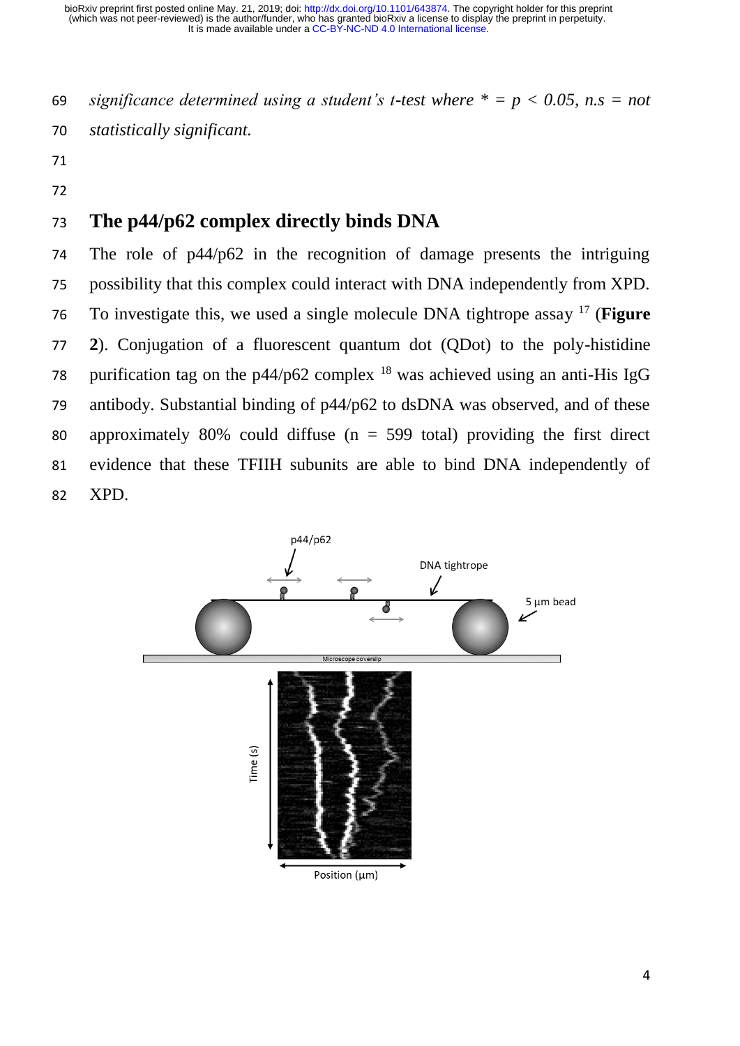*significance determined using a student's t-test where * = p < 0.05, n.s = not statistically significant.*

## The p44/p62 complex directly binds DNA

The role of p44/p62 in the recognition of damage presents the intriguing possibility that this complex could interact with DNA independently from XPD. To investigate this, we used a single molecule DNA tightrope assay [17] (**Figure 2**). Conjugation of a fluorescent quantum dot (QDot) to the poly-histidine purification tag on the p44/p62 complex [18] was achieved using an anti-His IgG antibody. Substantial binding of p44/p62 to dsDNA was observed, and of these approximately 80% could diffuse (n = 599 total) providing the first direct evidence that these TFIIH subunits are able to bind DNA independently of XPD.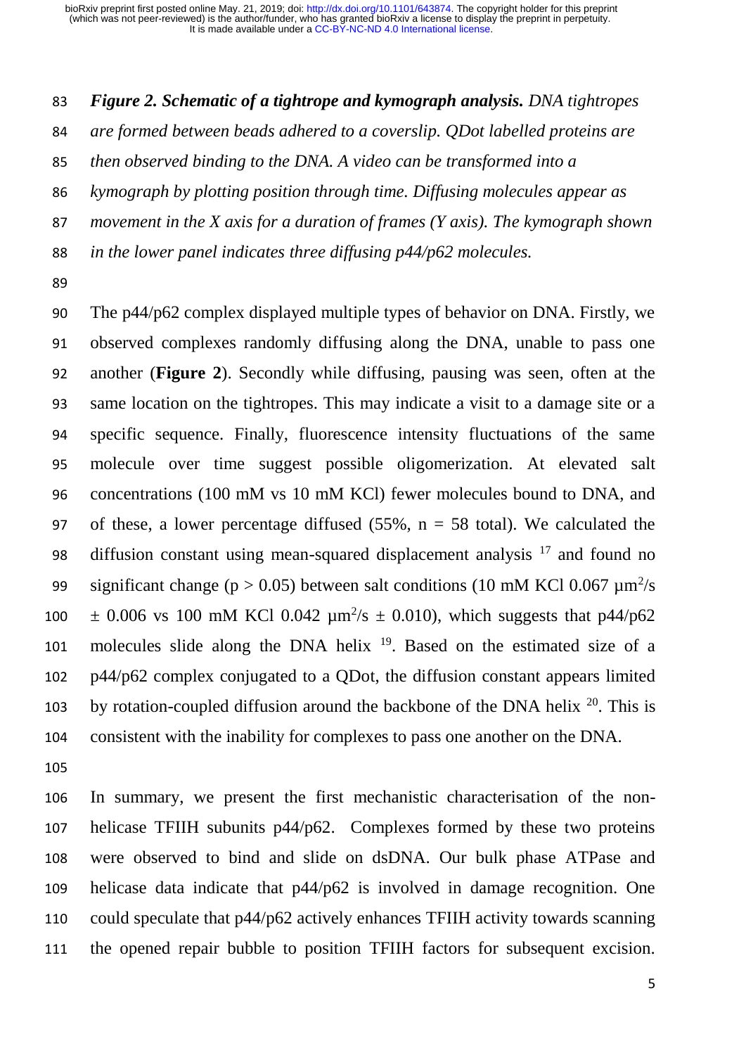***Figure 2. Schematic of a tightrope and kymograph analysis.*** *DNA tightropes are formed between beads adhered to a coverslip. QDot labelled proteins are then observed binding to the DNA. A video can be transformed into a kymograph by plotting position through time. Diffusing molecules appear as movement in the X axis for a duration of frames (Y axis). The kymograph shown in the lower panel indicates three diffusing p44/p62 molecules.*

The p44/p62 complex displayed multiple types of behavior on DNA. Firstly, we observed complexes randomly diffusing along the DNA, unable to pass one another (**Figure 2**). Secondly while diffusing, pausing was seen, often at the same location on the tightropes. This may indicate a visit to a damage site or a specific sequence. Finally, fluorescence intensity fluctuations of the same molecule over time suggest possible oligomerization. At elevated salt concentrations (100 mM vs 10 mM KCl) fewer molecules bound to DNA, and of these, a lower percentage diffused (55%, n = 58 total). We calculated the diffusion constant using mean-squared displacement analysis [17] and found no significant change ($p > 0.05$) between salt conditions (10 mM KCl 0.067 $\mu m^2/s \pm 0.006$ vs 100 mM KCl 0.042 $\mu m^2/s \pm 0.010$), which suggests that p44/p62 molecules slide along the DNA helix [19]. Based on the estimated size of a p44/p62 complex conjugated to a QDot, the diffusion constant appears limited by rotation-coupled diffusion around the backbone of the DNA helix [20]. This is consistent with the inability for complexes to pass one another on the DNA.

In summary, we present the first mechanistic characterisation of the non-helicase TFIIH subunits p44/p62. Complexes formed by these two proteins were observed to bind and slide on dsDNA. Our bulk phase ATPase and helicase data indicate that p44/p62 is involved in damage recognition. One could speculate that p44/p62 actively enhances TFIIH activity towards scanning the opened repair bubble to position TFIIH factors for subsequent excision.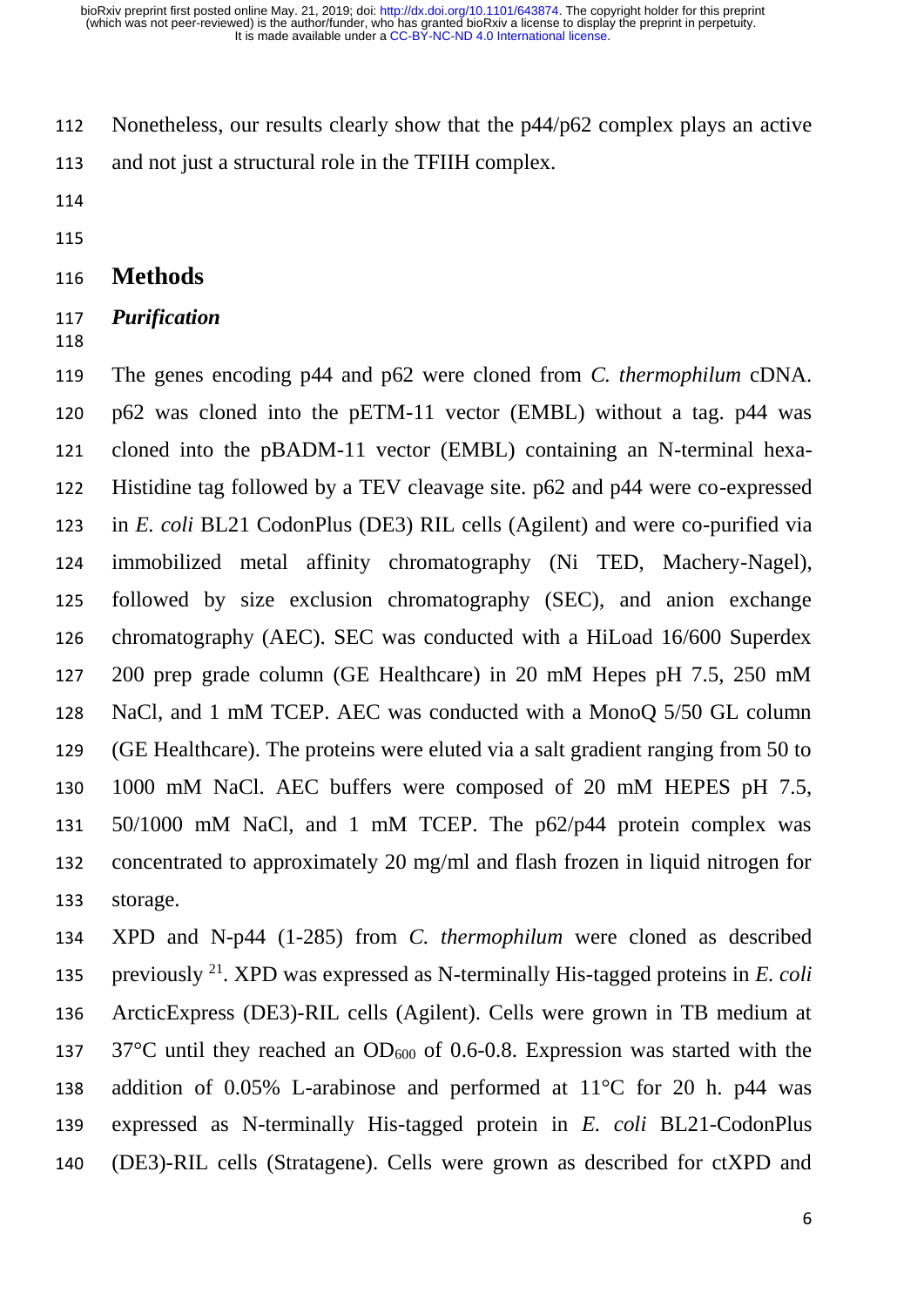Nonetheless, our results clearly show that the p44/p62 complex plays an active and not just a structural role in the TFIIH complex.

## Methods

### *Purification*

The genes encoding p44 and p62 were cloned from *C. thermophilum* cDNA. p62 was cloned into the pETM-11 vector (EMBL) without a tag. p44 was cloned into the pBADM-11 vector (EMBL) containing an N-terminal hexa-Histidine tag followed by a TEV cleavage site. p62 and p44 were co-expressed in *E. coli* BL21 CodonPlus (DE3) RIL cells (Agilent) and were co-purified via immobilized metal affinity chromatography (Ni TED, Machery-Nagel), followed by size exclusion chromatography (SEC), and anion exchange chromatography (AEC). SEC was conducted with a HiLoad 16/600 Superdex 200 prep grade column (GE Healthcare) in 20 mM Hepes pH 7.5, 250 mM NaCl, and 1 mM TCEP. AEC was conducted with a MonoQ 5/50 GL column (GE Healthcare). The proteins were eluted via a salt gradient ranging from 50 to 1000 mM NaCl. AEC buffers were composed of 20 mM HEPES pH 7.5, 50/1000 mM NaCl, and 1 mM TCEP. The p62/p44 protein complex was concentrated to approximately 20 mg/ml and flash frozen in liquid nitrogen for storage.

XPD and N-p44 (1-285) from *C. thermophilum* were cloned as described previously [21]. XPD was expressed as N-terminally His-tagged proteins in *E. coli* ArcticExpress (DE3)-RIL cells (Agilent). Cells were grown in TB medium at 37°C until they reached an $OD_{600}$ of 0.6-0.8. Expression was started with the addition of 0.05% L-arabinose and performed at 11°C for 20 h. p44 was expressed as N-terminally His-tagged protein in *E. coli* BL21-CodonPlus (DE3)-RIL cells (Stratagene). Cells were grown as described for ctXPD and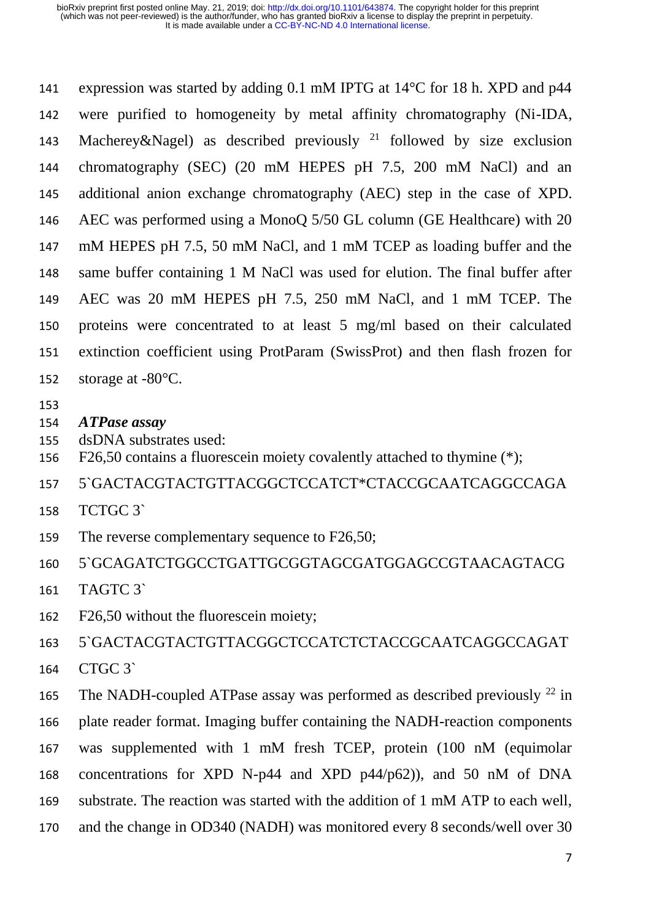expression was started by adding 0.1 mM IPTG at 14°C for 18 h. XPD and p44 were purified to homogeneity by metal affinity chromatography (Ni-IDA, Macherey&Nagel) as described previously [21] followed by size exclusion chromatography (SEC) (20 mM HEPES pH 7.5, 200 mM NaCl) and an additional anion exchange chromatography (AEC) step in the case of XPD. AEC was performed using a MonoQ 5/50 GL column (GE Healthcare) with 20 mM HEPES pH 7.5, 50 mM NaCl, and 1 mM TCEP as loading buffer and the same buffer containing 1 M NaCl was used for elution. The final buffer after AEC was 20 mM HEPES pH 7.5, 250 mM NaCl, and 1 mM TCEP. The proteins were concentrated to at least 5 mg/ml based on their calculated extinction coefficient using ProtParam (SwissProt) and then flash frozen for storage at -80°C.

### *ATPase assay*

dsDNA substrates used:

F26,50 contains a fluorescein moiety covalently attached to thymine (*);

5`GACTACGTACTGTTACGGCTCCATCT*CTACCGCAATCAGGCCAGA TCTGC 3`

The reverse complementary sequence to F26,50;

5`GCAGATCTGGCCTGATTGCGGTAGCGATGGAGCCGTAACAGTACG TAGTC 3`

F26,50 without the fluorescein moiety;

5`GACTACGTACTGTTACGGCTCCATCTCTACCGCAATCAGGCCAGAT CTGC 3`

The NADH-coupled ATPase assay was performed as described previously [22] in plate reader format. Imaging buffer containing the NADH-reaction components was supplemented with 1 mM fresh TCEP, protein (100 nM (equimolar concentrations for XPD N-p44 and XPD p44/p62)), and 50 nM of DNA substrate. The reaction was started with the addition of 1 mM ATP to each well, and the change in OD340 (NADH) was monitored every 8 seconds/well over 30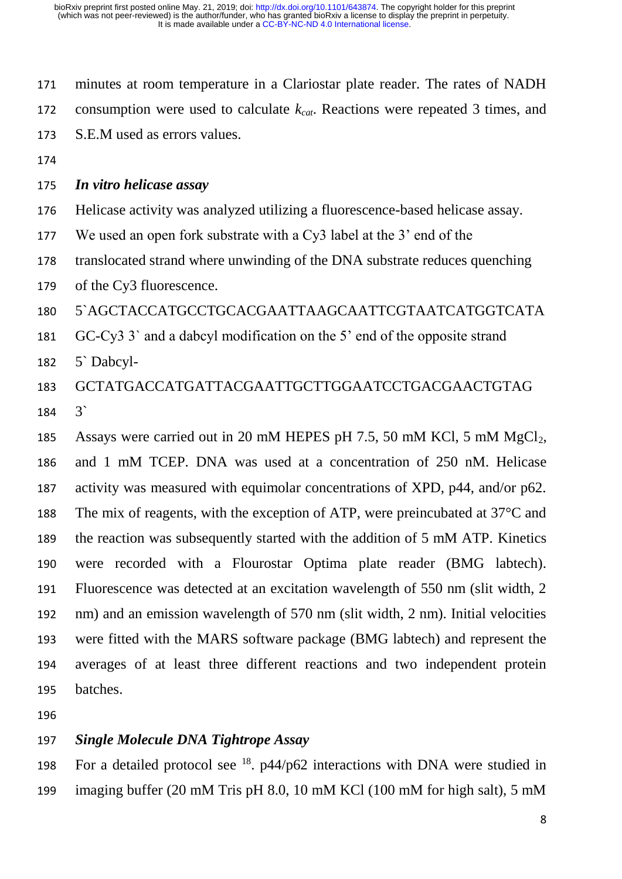minutes at room temperature in a Clariostar plate reader. The rates of NADH consumption were used to calculate $k_{cat}$. Reactions were repeated 3 times, and S.E.M used as errors values.

### *In vitro helicase assay*

Helicase activity was analyzed utilizing a fluorescence-based helicase assay. We used an open fork substrate with a Cy3 label at the 3' end of the translocated strand where unwinding of the DNA substrate reduces quenching of the Cy3 fluorescence.

5`AGCTACCATGCCTGCACGAATTAAGCAATTCGTAATCATGGTCATAGC-Cy3 3` and a dabcyl modification on the 5' end of the opposite strand 5` Dabcyl-GCTATGACCATGATTACGAATTGCTTGGAATCCTGACGAACTGTAG 3`

Assays were carried out in 20 mM HEPES pH 7.5, 50 mM KCl, 5 mM $MgCl_2$, and 1 mM TCEP. DNA was used at a concentration of 250 nM. Helicase activity was measured with equimolar concentrations of XPD, p44, and/or p62. The mix of reagents, with the exception of ATP, were preincubated at 37°C and the reaction was subsequently started with the addition of 5 mM ATP. Kinetics were recorded with a Flourostar Optima plate reader (BMG labtech). Fluorescence was detected at an excitation wavelength of 550 nm (slit width, 2 nm) and an emission wavelength of 570 nm (slit width, 2 nm). Initial velocities were fitted with the MARS software package (BMG labtech) and represent the averages of at least three different reactions and two independent protein batches.

### *Single Molecule DNA Tightrope Assay*

For a detailed protocol see [18]. p44/p62 interactions with DNA were studied in imaging buffer (20 mM Tris pH 8.0, 10 mM KCl (100 mM for high salt), 5 mM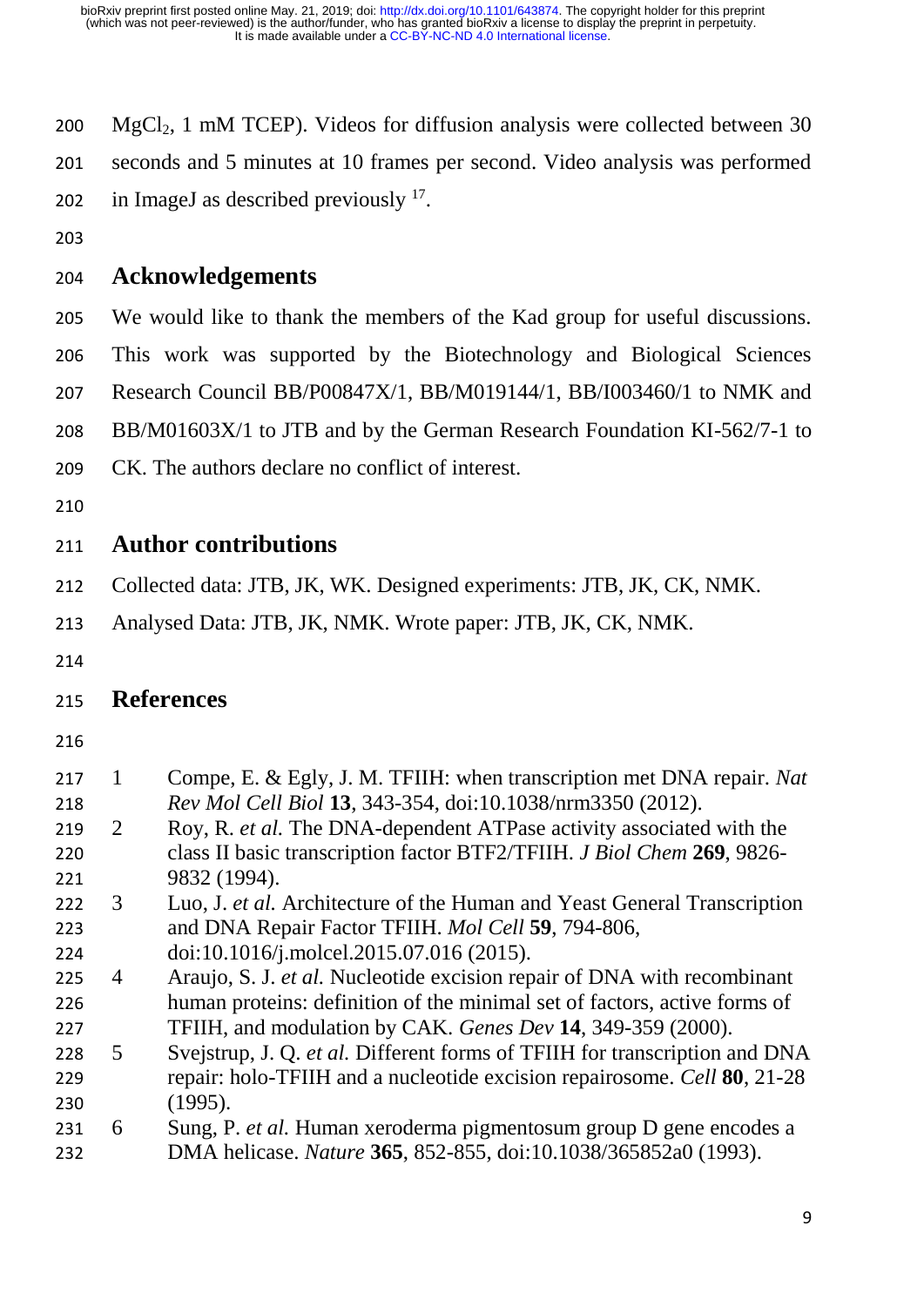$MgCl_2$, 1 mM TCEP). Videos for diffusion analysis were collected between 30 seconds and 5 minutes at 10 frames per second. Video analysis was performed in ImageJ as described previously [17].

## Acknowledgements

We would like to thank the members of the Kad group for useful discussions. This work was supported by the Biotechnology and Biological Sciences Research Council BB/P00847X/1, BB/M019144/1, BB/I003460/1 to NMK and BB/M01603X/1 to JTB and by the German Research Foundation KI-562/7-1 to CK. The authors declare no conflict of interest.

## Author contributions

Collected data: JTB, JK, WK. Designed experiments: JTB, JK, CK, NMK. Analysed Data: JTB, JK, NMK. Wrote paper: JTB, JK, CK, NMK.

## References

1. Compe, E. & Egly, J. M. TFIIH: when transcription met DNA repair. *Nat Rev Mol Cell Biol* **13**, 343-354, doi:10.1038/nrm3350 (2012).
2. Roy, R. *et al.* The DNA-dependent ATPase activity associated with the class II basic transcription factor BTF2/TFIIH. *J Biol Chem* **269**, 9826-9832 (1994).
3. Luo, J. *et al.* Architecture of the Human and Yeast General Transcription and DNA Repair Factor TFIIH. *Mol Cell* **59**, 794-806, doi:10.1016/j.molcel.2015.07.016 (2015).
4. Araujo, S. J. *et al.* Nucleotide excision repair of DNA with recombinant human proteins: definition of the minimal set of factors, active forms of TFIIH, and modulation by CAK. *Genes Dev* **14**, 349-359 (2000).
5. Svejstrup, J. Q. *et al.* Different forms of TFIIH for transcription and DNA repair: holo-TFIIH and a nucleotide excision repairosome. *Cell* **80**, 21-28 (1995).
6. Sung, P. *et al.* Human xeroderma pigmentosum group D gene encodes a DMA helicase. *Nature* **365**, 852-855, doi:10.1038/365852a0 (1993).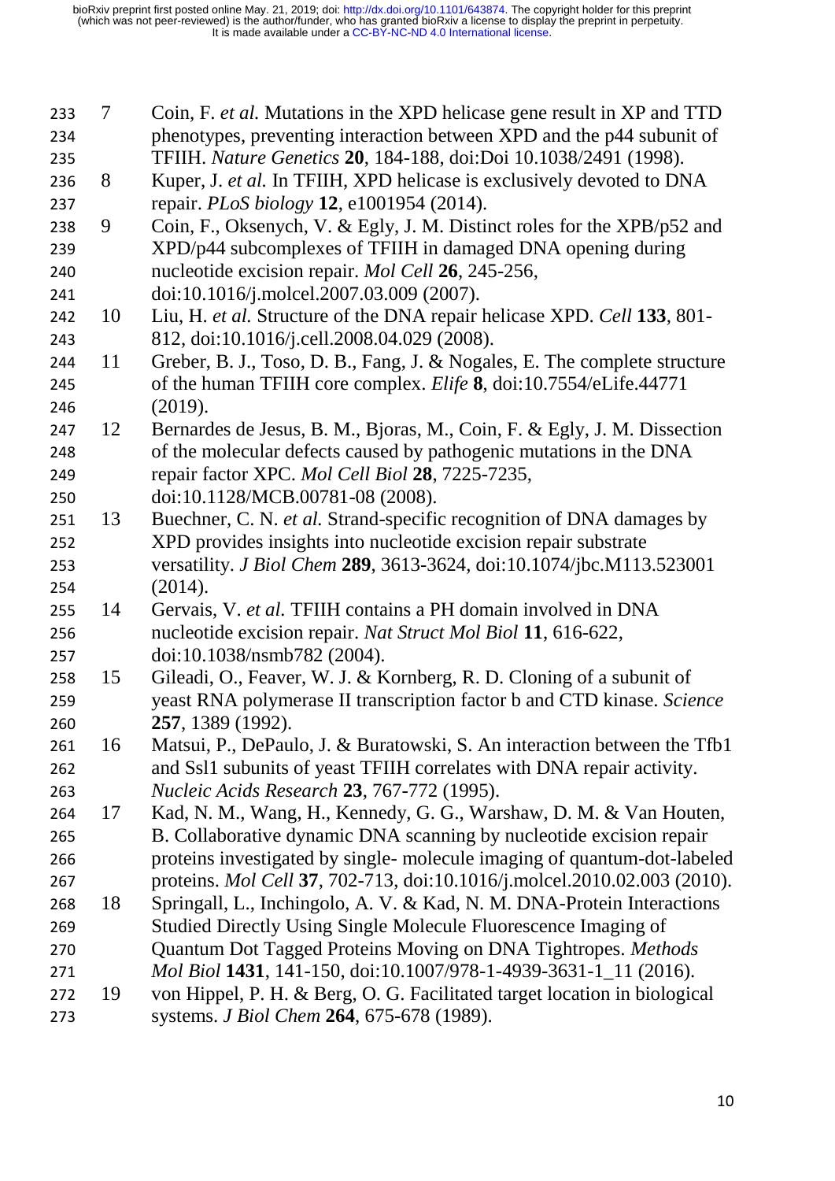7. Coin, F. *et al.* Mutations in the XPD helicase gene result in XP and TTD phenotypes, preventing interaction between XPD and the p44 subunit of TFIIH. *Nature Genetics* **20**, 184-188, doi:Doi 10.1038/2491 (1998).
8. Kuper, J. *et al.* In TFIIH, XPD helicase is exclusively devoted to DNA repair. *PLoS biology* **12**, e1001954 (2014).
9. Coin, F., Oksenych, V. & Egly, J. M. Distinct roles for the XPB/p52 and XPD/p44 subcomplexes of TFIIH in damaged DNA opening during nucleotide excision repair. *Mol Cell* **26**, 245-256, doi:10.1016/j.molcel.2007.03.009 (2007).
10. Liu, H. *et al.* Structure of the DNA repair helicase XPD. *Cell* **133**, 801-812, doi:10.1016/j.cell.2008.04.029 (2008).
11. Greber, B. J., Toso, D. B., Fang, J. & Nogales, E. The complete structure of the human TFIIH core complex. *Elife* **8**, doi:10.7554/eLife.44771 (2019).
12. Bernardes de Jesus, B. M., Bjoras, M., Coin, F. & Egly, J. M. Dissection of the molecular defects caused by pathogenic mutations in the DNA repair factor XPC. *Mol Cell Biol* **28**, 7225-7235, doi:10.1128/MCB.00781-08 (2008).
13. Buechner, C. N. *et al.* Strand-specific recognition of DNA damages by XPD provides insights into nucleotide excision repair substrate versatility. *J Biol Chem* **289**, 3613-3624, doi:10.1074/jbc.M113.523001 (2014).
14. Gervais, V. *et al.* TFIIH contains a PH domain involved in DNA nucleotide excision repair. *Nat Struct Mol Biol* **11**, 616-622, doi:10.1038/nsmb782 (2004).
15. Gileadi, O., Feaver, W. J. & Kornberg, R. D. Cloning of a subunit of yeast RNA polymerase II transcription factor b and CTD kinase. *Science* **257**, 1389 (1992).
16. Matsui, P., DePaulo, J. & Buratowski, S. An interaction between the Tfb1 and Ssl1 subunits of yeast TFIIH correlates with DNA repair activity. *Nucleic Acids Research* **23**, 767-772 (1995).
17. Kad, N. M., Wang, H., Kennedy, G. G., Warshaw, D. M. & Van Houten, B. Collaborative dynamic DNA scanning by nucleotide excision repair proteins investigated by single- molecule imaging of quantum-dot-labeled proteins. *Mol Cell* **37**, 702-713, doi:10.1016/j.molcel.2010.02.003 (2010).
18. Springall, L., Inchingolo, A. V. & Kad, N. M. DNA-Protein Interactions Studied Directly Using Single Molecule Fluorescence Imaging of Quantum Dot Tagged Proteins Moving on DNA Tightropes. *Methods Mol Biol* **1431**, 141-150, doi:10.1007/978-1-4939-3631-1_11 (2016).
19. von Hippel, P. H. & Berg, O. G. Facilitated target location in biological systems. *J Biol Chem* **264**, 675-678 (1989).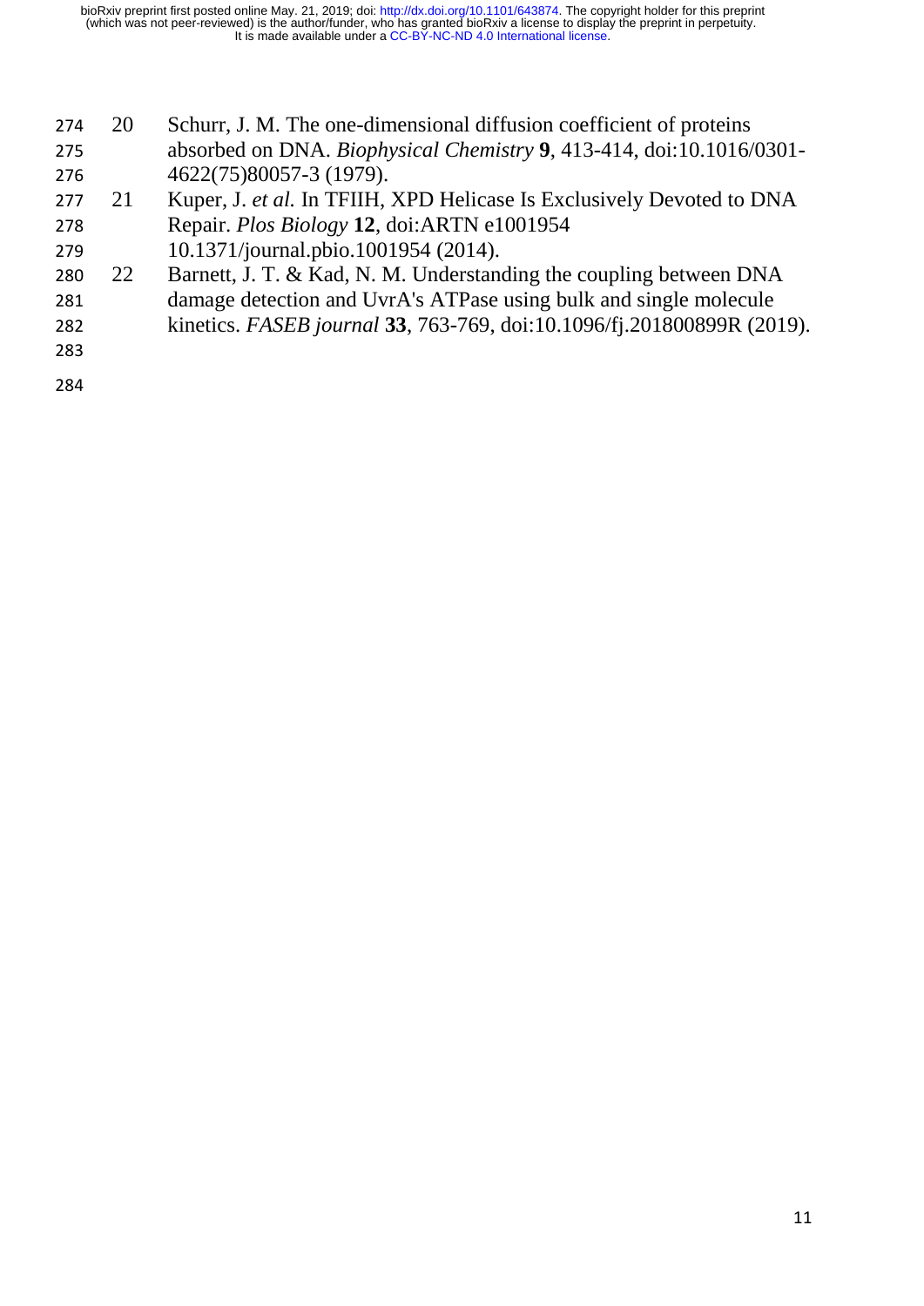20. Schurr, J. M. The one-dimensional diffusion coefficient of proteins absorbed on DNA. *Biophysical Chemistry* **9**, 413-414, doi:10.1016/0301-4622(75)80057-3 (1979).
21. Kuper, J. *et al.* In TFIIH, XPD Helicase Is Exclusively Devoted to DNA Repair. *Plos Biology* **12**, doi:ARTN e1001954 10.1371/journal.pbio.1001954 (2014).
22. Barnett, J. T. & Kad, N. M. Understanding the coupling between DNA damage detection and UvrA's ATPase using bulk and single molecule kinetics. *FASEB journal* **33**, 763-769, doi:10.1096/fj.201800899R (2019).